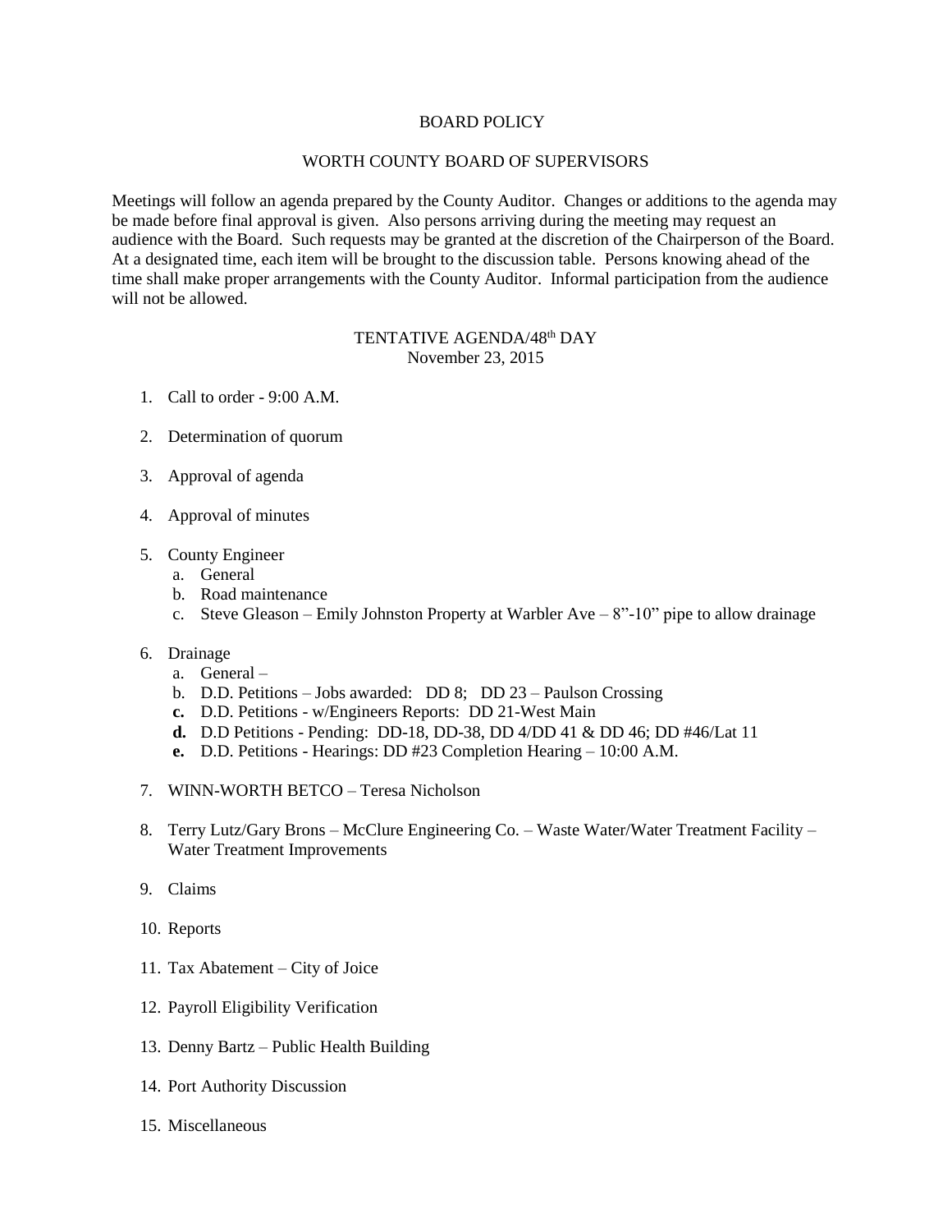# BOARD POLICY

## WORTH COUNTY BOARD OF SUPERVISORS

Meetings will follow an agenda prepared by the County Auditor. Changes or additions to the agenda may be made before final approval is given. Also persons arriving during the meeting may request an audience with the Board. Such requests may be granted at the discretion of the Chairperson of the Board. At a designated time, each item will be brought to the discussion table. Persons knowing ahead of the time shall make proper arrangements with the County Auditor. Informal participation from the audience will not be allowed.

### TENTATIVE AGENDA/48th DAY
November 23, 2015

1. Call to order - 9:00 A.M.

2. Determination of quorum

3. Approval of agenda

4. Approval of minutes

5. County Engineer
   a. General
   b. Road maintenance
   c. Steve Gleason – Emily Johnston Property at Warbler Ave – 8"-10" pipe to allow drainage

6. Drainage
   a. General –
   b. D.D. Petitions – Jobs awarded: DD 8; DD 23 – Paulson Crossing
   **c.** D.D. Petitions - w/Engineers Reports: DD 21-West Main
   **d.** D.D Petitions - Pending: DD-18, DD-38, DD 4/DD 41 & DD 46; DD #46/Lat 11
   **e.** D.D. Petitions - Hearings: DD #23 Completion Hearing – 10:00 A.M.

7. WINN-WORTH BETCO – Teresa Nicholson

8. Terry Lutz/Gary Brons – McClure Engineering Co. – Waste Water/Water Treatment Facility – Water Treatment Improvements

9. Claims

10. Reports

11. Tax Abatement – City of Joice

12. Payroll Eligibility Verification

13. Denny Bartz – Public Health Building

14. Port Authority Discussion

15. Miscellaneous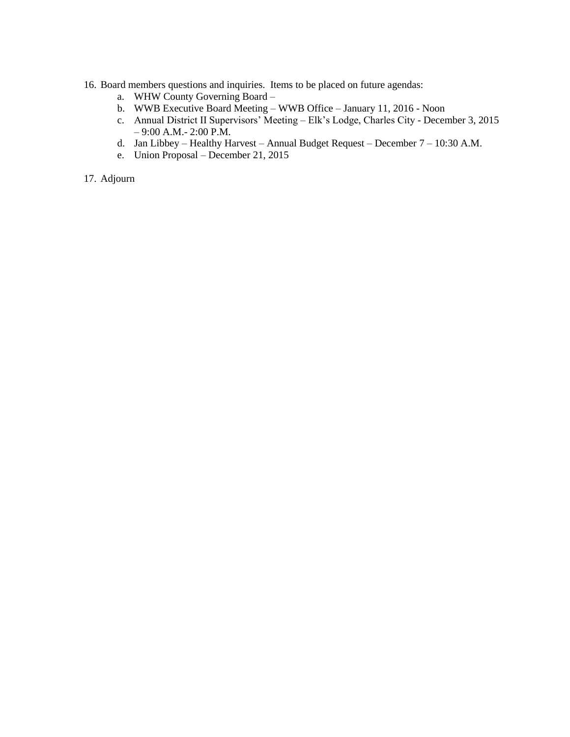16. Board members questions and inquiries.  Items to be placed on future agendas:
    a. WHW County Governing Board –
    b. WWB Executive Board Meeting – WWB Office – January 11, 2016 - Noon
    c. Annual District II Supervisors' Meeting – Elk's Lodge, Charles City - December 3, 2015 – 9:00 A.M.- 2:00 P.M.
    d. Jan Libbey – Healthy Harvest – Annual Budget Request – December 7 – 10:30 A.M.
    e. Union Proposal – December 21, 2015

17. Adjourn